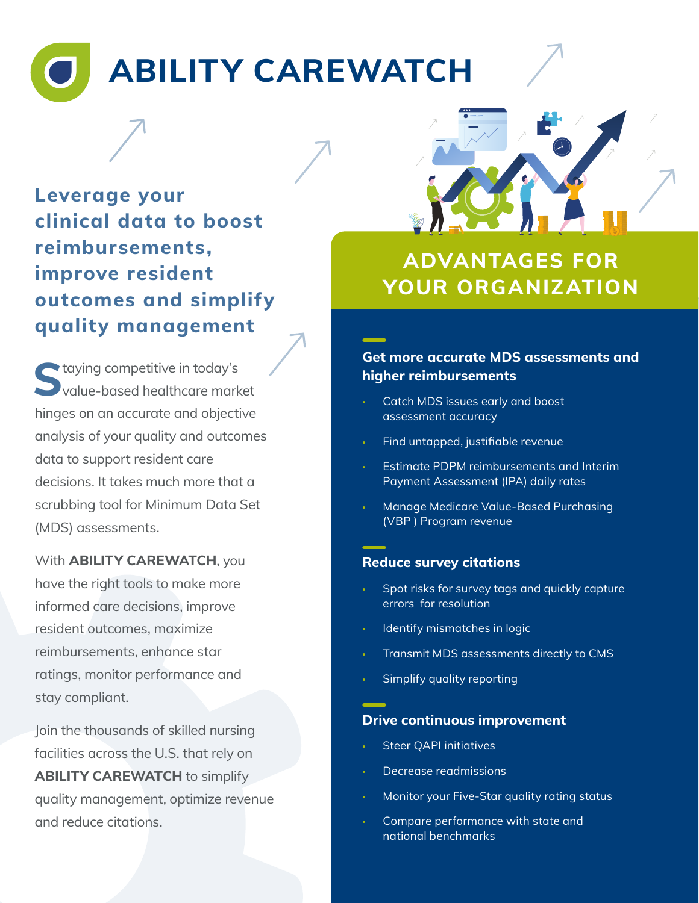# ABILITY CAREWATCH

## Leverage your clinical data to boost reimbursements, improve resident outcomes and simplify quality management

Staying competitive in today's value-based healthcare market hinges on an accurate and objective analysis of your quality and outcomes data to support resident care decisions. It takes much more that a scrubbing tool for Minimum Data Set (MDS) assessments.

With **ABILITY CAREWATCH**, you have the right tools to make more informed care decisions, improve resident outcomes, maximize reimbursements, enhance star ratings, monitor performance and stay compliant.

Join the thousands of skilled nursing facilities across the U.S. that rely on **ABILITY CAREWATCH** to simplify quality management, optimize revenue and reduce citations.

## ADVANTAGES FOR YOUR ORGANIZATION

### Get more accurate MDS assessments and higher reimbursements

- Catch MDS issues early and boost assessment accuracy
- Find untapped, justifiable revenue
- Estimate PDPM reimbursements and Interim Payment Assessment (IPA) daily rates
- Manage Medicare Value-Based Purchasing (VBP ) Program revenue

### Reduce survey citations

- Spot risks for survey tags and quickly capture errors for resolution
- Identify mismatches in logic
- Transmit MDS assessments directly to CMS
- Simplify quality reporting

### Drive continuous improvement

- Steer QAPI initiatives
- Decrease readmissions
- Monitor your Five-Star quality rating status
- Compare performance with state and national benchmarks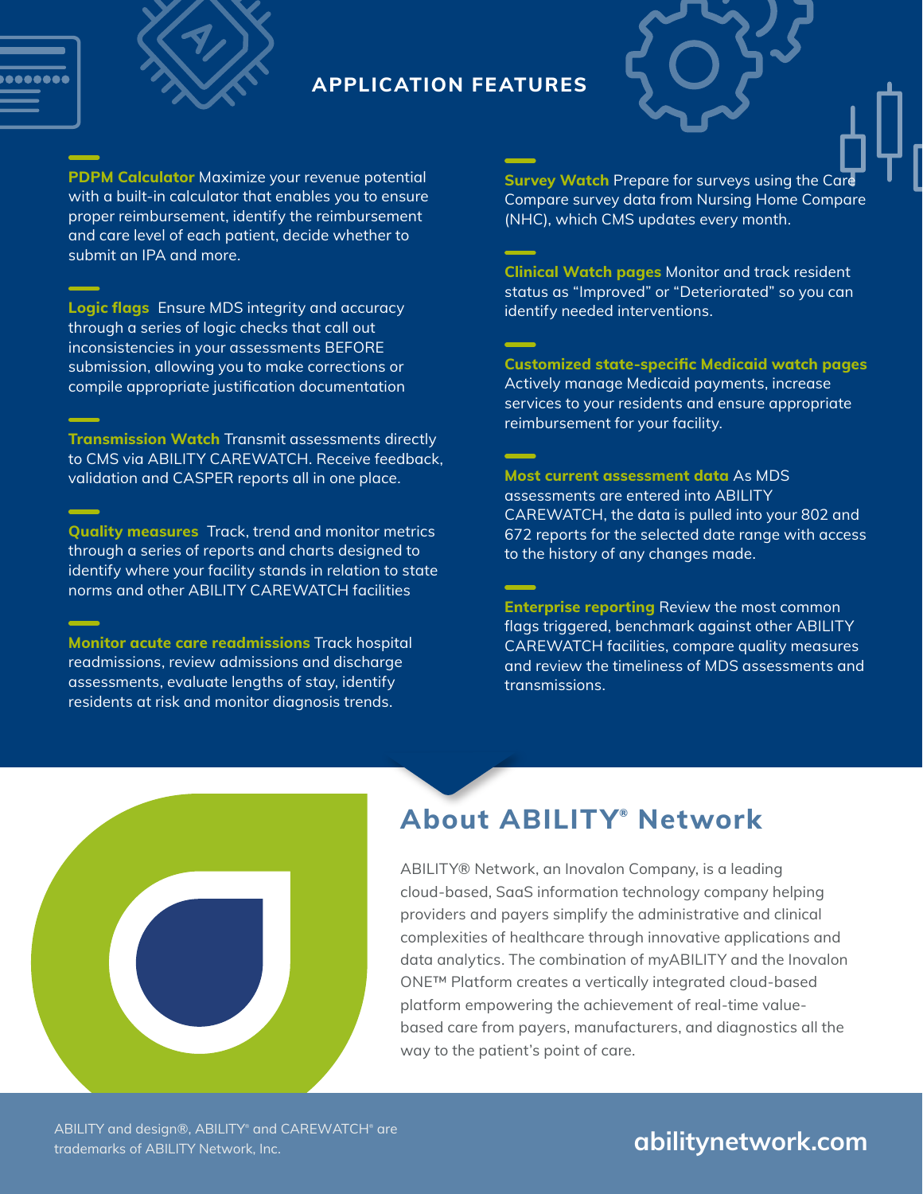## APPLICATION FEATURES

**PDPM Calculator** Maximize your revenue potential with a built-in calculator that enables you to ensure proper reimbursement, identify the reimbursement and care level of each patient, decide whether to submit an IPA and more.

**Logic flags** Ensure MDS integrity and accuracy through a series of logic checks that call out inconsistencies in your assessments BEFORE submission, allowing you to make corrections or compile appropriate justification documentation

**Transmission Watch** Transmit assessments directly to CMS via ABILITY CAREWATCH. Receive feedback, validation and CASPER reports all in one place.

**Quality measures** Track, trend and monitor metrics through a series of reports and charts designed to identify where your facility stands in relation to state norms and other ABILITY CAREWATCH facilities

**Monitor acute care readmissions** Track hospital readmissions, review admissions and discharge assessments, evaluate lengths of stay, identify residents at risk and monitor diagnosis trends.

**Survey Watch** Prepare for surveys using the Care Compare survey data from Nursing Home Compare (NHC), which CMS updates every month.

**Clinical Watch pages** Monitor and track resident status as "Improved" or "Deteriorated" so you can identify needed interventions.

**Customized state-specific Medicaid watch pages** Actively manage Medicaid payments, increase services to your residents and ensure appropriate reimbursement for your facility.

**Most current assessment data** As MDS assessments are entered into ABILITY CAREWATCH, the data is pulled into your 802 and 672 reports for the selected date range with access to the history of any changes made.

**Enterprise reporting** Review the most common flags triggered, benchmark against other ABILITY CAREWATCH facilities, compare quality measures and review the timeliness of MDS assessments and transmissions.

## About ABILITY® Network

ABILITY® Network, an Inovalon Company, is a leading cloud-based, SaaS information technology company helping providers and payers simplify the administrative and clinical complexities of healthcare through innovative applications and data analytics. The combination of myABILITY and the Inovalon ONE™ Platform creates a vertically integrated cloud-based platform empowering the achievement of real-time value-based care from payers, manufacturers, and diagnostics all the way to the patient's point of care.

ABILITY and design®, ABILITY® and CAREWATCH® are trademarks of ABILITY Network, Inc.

**abilitynetwork.com**